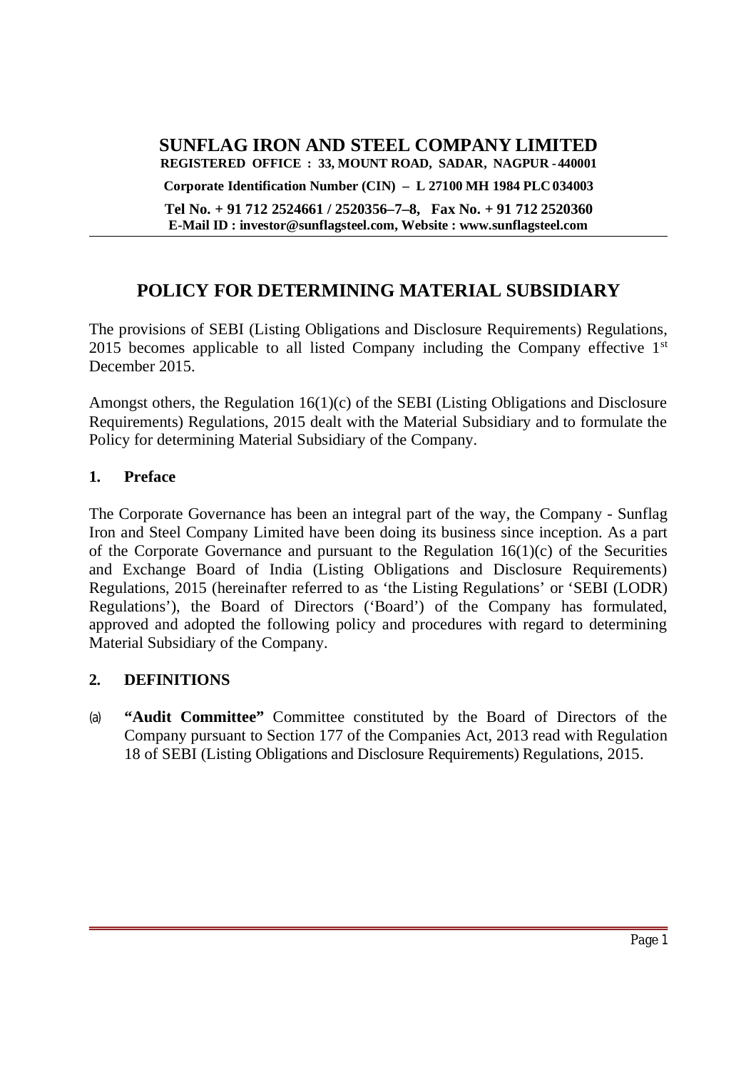# SUNFLAG IRON AND STEEL COMPANY LIMITED

**REGISTERED OFFICE : 33, MOUNT ROAD, SADAR, NAGPUR - 440001**

**Corporate Identification Number (CIN) – L 27100 MH 1984 PLC 034003**

**Tel No. + 91 712 2524661 / 2520356–7–8, Fax No. + 91 712 2520360**
**E-Mail ID : investor@sunflagsteel.com, Website : www.sunflagsteel.com**

## POLICY FOR DETERMINING MATERIAL SUBSIDIARY

The provisions of SEBI (Listing Obligations and Disclosure Requirements) Regulations, 2015 becomes applicable to all listed Company including the Company effective 1st December 2015.

Amongst others, the Regulation 16(1)(c) of the SEBI (Listing Obligations and Disclosure Requirements) Regulations, 2015 dealt with the Material Subsidiary and to formulate the Policy for determining Material Subsidiary of the Company.

### 1. Preface

The Corporate Governance has been an integral part of the way, the Company - Sunflag Iron and Steel Company Limited have been doing its business since inception. As a part of the Corporate Governance and pursuant to the Regulation 16(1)(c) of the Securities and Exchange Board of India (Listing Obligations and Disclosure Requirements) Regulations, 2015 (hereinafter referred to as 'the Listing Regulations' or 'SEBI (LODR) Regulations'), the Board of Directors ('Board') of the Company has formulated, approved and adopted the following policy and procedures with regard to determining Material Subsidiary of the Company.

### 2. DEFINITIONS

(a) **"Audit Committee"** Committee constituted by the Board of Directors of the Company pursuant to Section 177 of the Companies Act, 2013 read with Regulation 18 of SEBI (Listing Obligations and Disclosure Requirements) Regulations, 2015.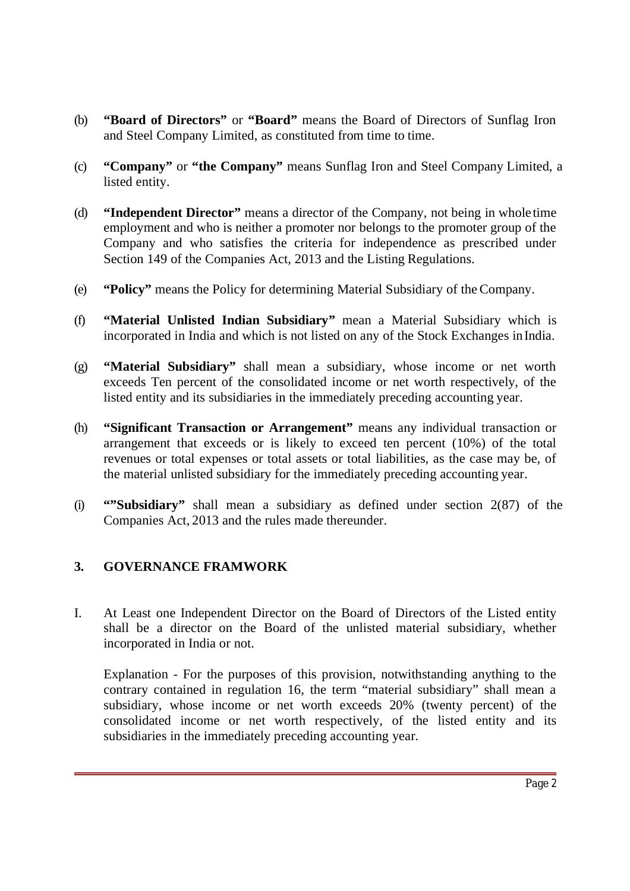(b) **"Board of Directors"** or **"Board"** means the Board of Directors of Sunflag Iron and Steel Company Limited, as constituted from time to time.

(c) **"Company"** or **"the Company"** means Sunflag Iron and Steel Company Limited, a listed entity.

(d) **"Independent Director"** means a director of the Company, not being in whole time employment and who is neither a promoter nor belongs to the promoter group of the Company and who satisfies the criteria for independence as prescribed under Section 149 of the Companies Act, 2013 and the Listing Regulations.

(e) **"Policy"** means the Policy for determining Material Subsidiary of the Company.

(f) **"Material Unlisted Indian Subsidiary"** mean a Material Subsidiary which is incorporated in India and which is not listed on any of the Stock Exchanges in India.

(g) **"Material Subsidiary"** shall mean a subsidiary, whose income or net worth exceeds Ten percent of the consolidated income or net worth respectively, of the listed entity and its subsidiaries in the immediately preceding accounting year.

(h) **"Significant Transaction or Arrangement"** means any individual transaction or arrangement that exceeds or is likely to exceed ten percent (10%) of the total revenues or total expenses or total assets or total liabilities, as the case may be, of the material unlisted subsidiary for the immediately preceding accounting year.

(i) **""Subsidiary"** shall mean a subsidiary as defined under section 2(87) of the Companies Act, 2013 and the rules made thereunder.

## 3. GOVERNANCE FRAMWORK

I. At Least one Independent Director on the Board of Directors of the Listed entity shall be a director on the Board of the unlisted material subsidiary, whether incorporated in India or not.

Explanation - For the purposes of this provision, notwithstanding anything to the contrary contained in regulation 16, the term "material subsidiary" shall mean a subsidiary, whose income or net worth exceeds 20% (twenty percent) of the consolidated income or net worth respectively, of the listed entity and its subsidiaries in the immediately preceding accounting year.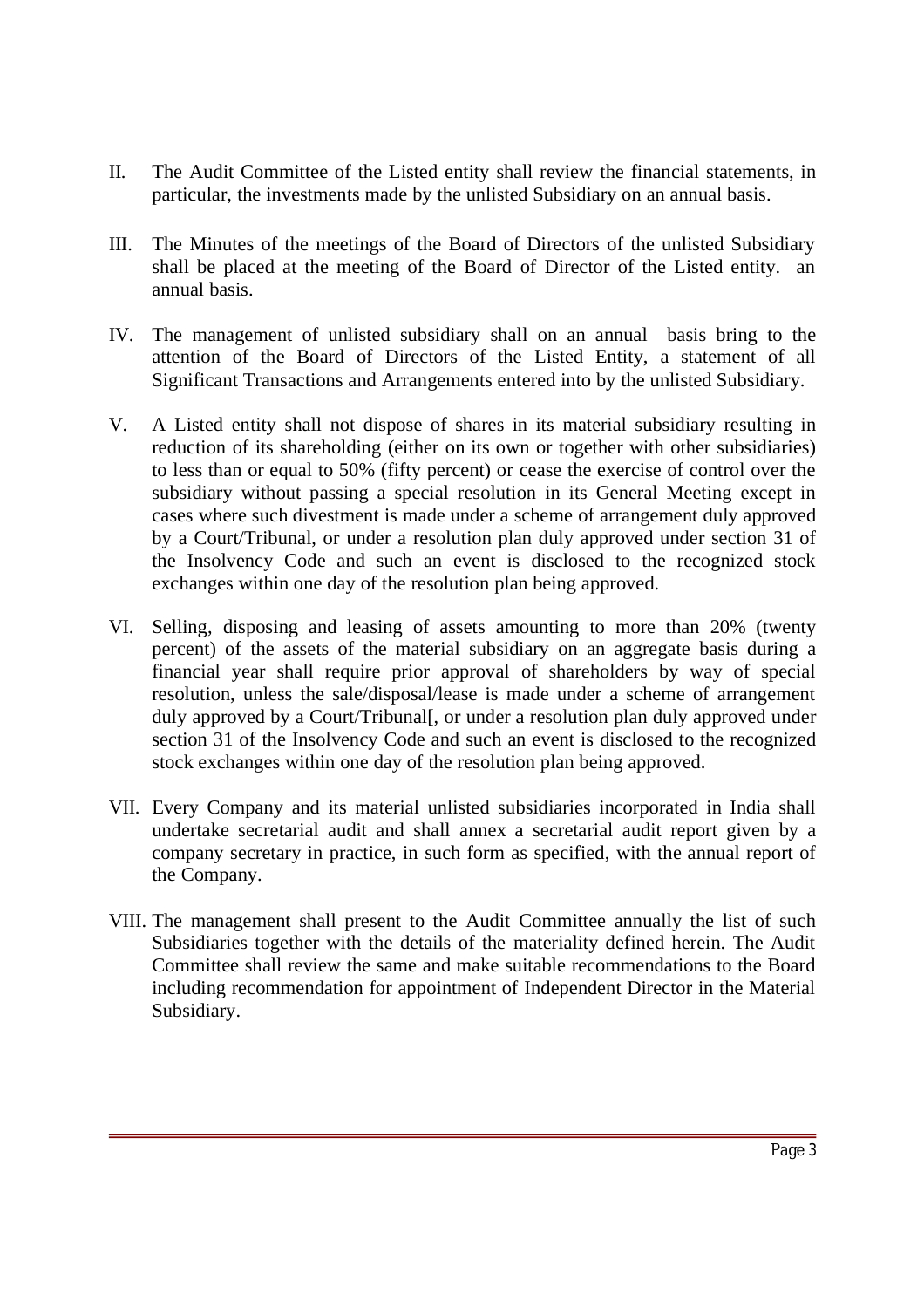II. The Audit Committee of the Listed entity shall review the financial statements, in particular, the investments made by the unlisted Subsidiary on an annual basis.

III. The Minutes of the meetings of the Board of Directors of the unlisted Subsidiary shall be placed at the meeting of the Board of Director of the Listed entity. an annual basis.

IV. The management of unlisted subsidiary shall on an annual basis bring to the attention of the Board of Directors of the Listed Entity, a statement of all Significant Transactions and Arrangements entered into by the unlisted Subsidiary.

V. A Listed entity shall not dispose of shares in its material subsidiary resulting in reduction of its shareholding (either on its own or together with other subsidiaries) to less than or equal to 50% (fifty percent) or cease the exercise of control over the subsidiary without passing a special resolution in its General Meeting except in cases where such divestment is made under a scheme of arrangement duly approved by a Court/Tribunal, or under a resolution plan duly approved under section 31 of the Insolvency Code and such an event is disclosed to the recognized stock exchanges within one day of the resolution plan being approved.

VI. Selling, disposing and leasing of assets amounting to more than 20% (twenty percent) of the assets of the material subsidiary on an aggregate basis during a financial year shall require prior approval of shareholders by way of special resolution, unless the sale/disposal/lease is made under a scheme of arrangement duly approved by a Court/Tribunal[, or under a resolution plan duly approved under section 31 of the Insolvency Code and such an event is disclosed to the recognized stock exchanges within one day of the resolution plan being approved.

VII. Every Company and its material unlisted subsidiaries incorporated in India shall undertake secretarial audit and shall annex a secretarial audit report given by a company secretary in practice, in such form as specified, with the annual report of the Company.

VIII. The management shall present to the Audit Committee annually the list of such Subsidiaries together with the details of the materiality defined herein. The Audit Committee shall review the same and make suitable recommendations to the Board including recommendation for appointment of Independent Director in the Material Subsidiary.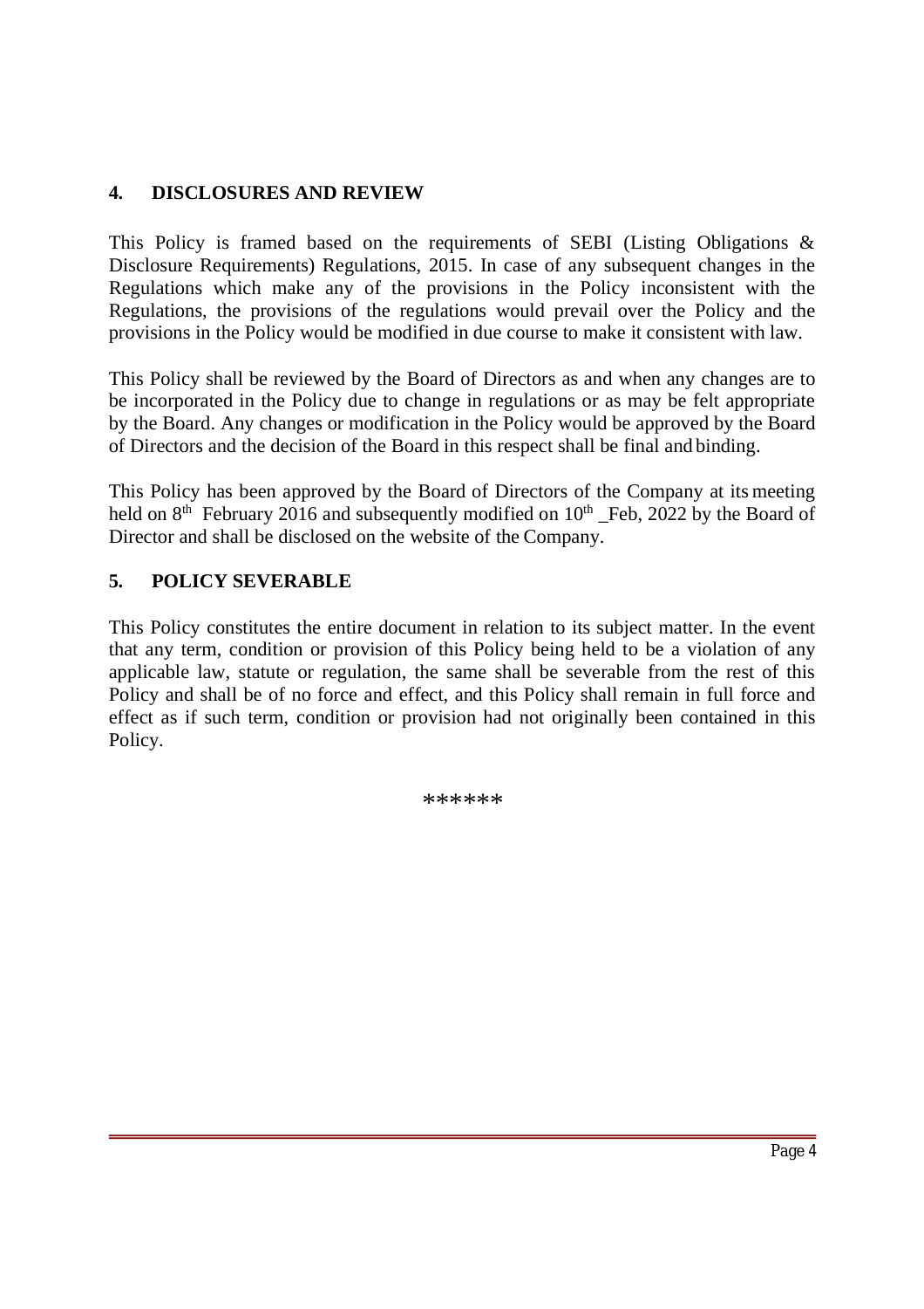## 4. DISCLOSURES AND REVIEW

This Policy is framed based on the requirements of SEBI (Listing Obligations & Disclosure Requirements) Regulations, 2015. In case of any subsequent changes in the Regulations which make any of the provisions in the Policy inconsistent with the Regulations, the provisions of the regulations would prevail over the Policy and the provisions in the Policy would be modified in due course to make it consistent with law.

This Policy shall be reviewed by the Board of Directors as and when any changes are to be incorporated in the Policy due to change in regulations or as may be felt appropriate by the Board. Any changes or modification in the Policy would be approved by the Board of Directors and the decision of the Board in this respect shall be final and binding.

This Policy has been approved by the Board of Directors of the Company at its meeting held on 8th February 2016 and subsequently modified on 10th _Feb, 2022 by the Board of Director and shall be disclosed on the website of the Company.

## 5. POLICY SEVERABLE

This Policy constitutes the entire document in relation to its subject matter. In the event that any term, condition or provision of this Policy being held to be a violation of any applicable law, statute or regulation, the same shall be severable from the rest of this Policy and shall be of no force and effect, and this Policy shall remain in full force and effect as if such term, condition or provision had not originally been contained in this Policy.

******